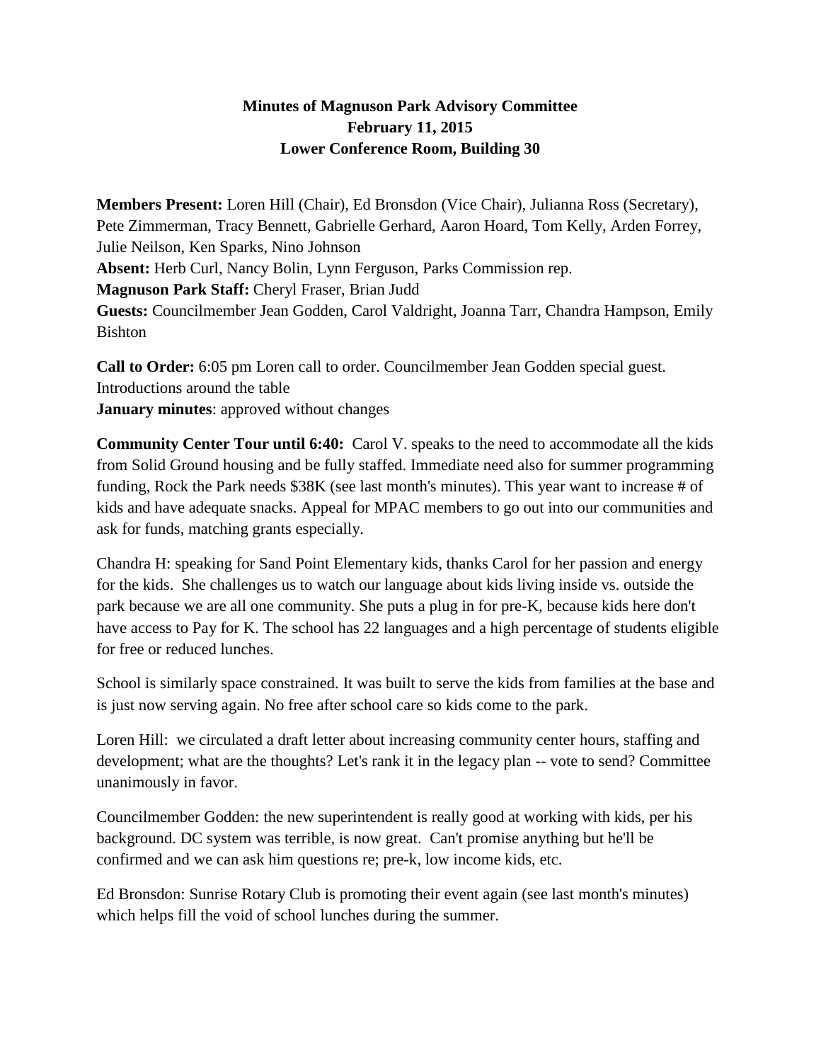# Minutes of Magnuson Park Advisory Committee
## February 11, 2015
## Lower Conference Room, Building 30

**Members Present:** Loren Hill (Chair), Ed Bronsdon (Vice Chair), Julianna Ross (Secretary), Pete Zimmerman, Tracy Bennett, Gabrielle Gerhard, Aaron Hoard, Tom Kelly, Arden Forrey, Julie Neilson, Ken Sparks, Nino Johnson
**Absent:** Herb Curl, Nancy Bolin, Lynn Ferguson, Parks Commission rep.
**Magnuson Park Staff:** Cheryl Fraser, Brian Judd
**Guests:** Councilmember Jean Godden, Carol Valdright, Joanna Tarr, Chandra Hampson, Emily Bishton

**Call to Order:** 6:05 pm Loren call to order. Councilmember Jean Godden special guest. Introductions around the table
**January minutes**: approved without changes

**Community Center Tour until 6:40:** Carol V. speaks to the need to accommodate all the kids from Solid Ground housing and be fully staffed. Immediate need also for summer programming funding, Rock the Park needs $38K (see last month's minutes). This year want to increase # of kids and have adequate snacks. Appeal for MPAC members to go out into our communities and ask for funds, matching grants especially.

Chandra H: speaking for Sand Point Elementary kids, thanks Carol for her passion and energy for the kids. She challenges us to watch our language about kids living inside vs. outside the park because we are all one community. She puts a plug in for pre-K, because kids here don't have access to Pay for K. The school has 22 languages and a high percentage of students eligible for free or reduced lunches.

School is similarly space constrained. It was built to serve the kids from families at the base and is just now serving again. No free after school care so kids come to the park.

Loren Hill: we circulated a draft letter about increasing community center hours, staffing and development; what are the thoughts? Let's rank it in the legacy plan -- vote to send? Committee unanimously in favor.

Councilmember Godden: the new superintendent is really good at working with kids, per his background. DC system was terrible, is now great. Can't promise anything but he'll be confirmed and we can ask him questions re; pre-k, low income kids, etc.

Ed Bronsdon: Sunrise Rotary Club is promoting their event again (see last month's minutes) which helps fill the void of school lunches during the summer.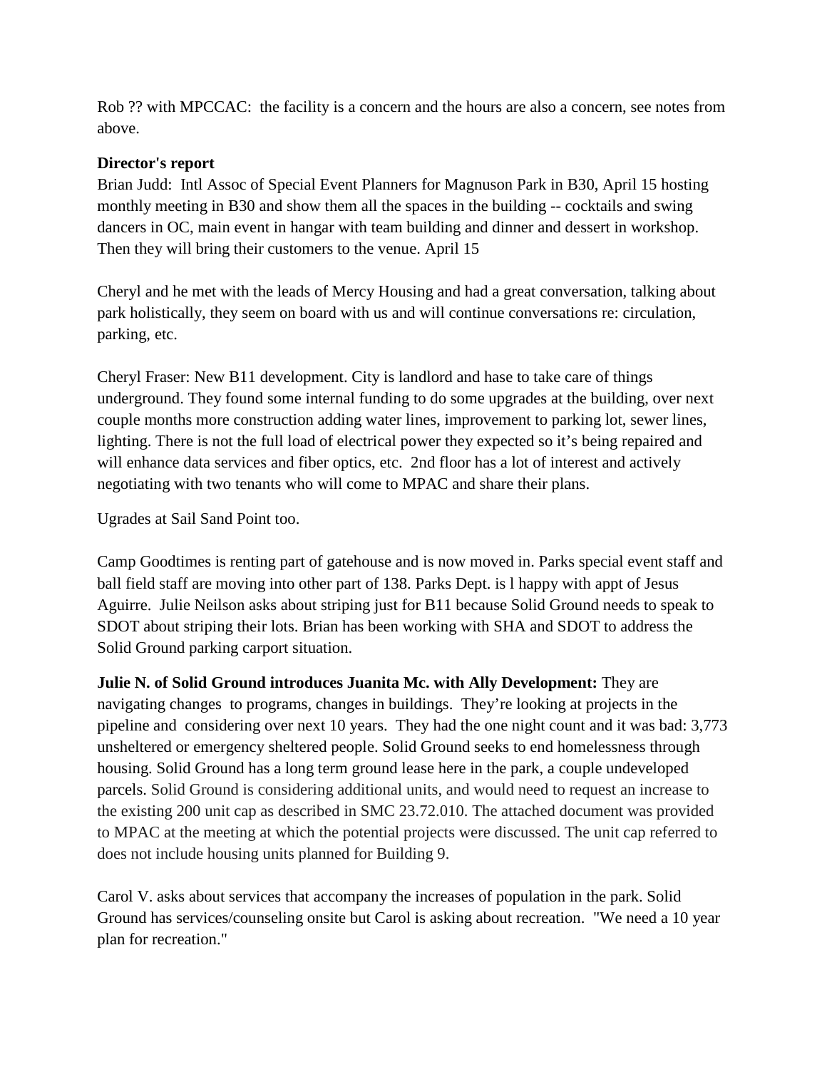Rob ?? with MPCCAC: the facility is a concern and the hours are also a concern, see notes from above.

**Director's report**

Brian Judd: Intl Assoc of Special Event Planners for Magnuson Park in B30, April 15 hosting monthly meeting in B30 and show them all the spaces in the building -- cocktails and swing dancers in OC, main event in hangar with team building and dinner and dessert in workshop. Then they will bring their customers to the venue. April 15

Cheryl and he met with the leads of Mercy Housing and had a great conversation, talking about park holistically, they seem on board with us and will continue conversations re: circulation, parking, etc.

Cheryl Fraser: New B11 development. City is landlord and hase to take care of things underground. They found some internal funding to do some upgrades at the building, over next couple months more construction adding water lines, improvement to parking lot, sewer lines, lighting. There is not the full load of electrical power they expected so it's being repaired and will enhance data services and fiber optics, etc. 2nd floor has a lot of interest and actively negotiating with two tenants who will come to MPAC and share their plans.

Ugrades at Sail Sand Point too.

Camp Goodtimes is renting part of gatehouse and is now moved in. Parks special event staff and ball field staff are moving into other part of 138. Parks Dept. is l happy with appt of Jesus Aguirre. Julie Neilson asks about striping just for B11 because Solid Ground needs to speak to SDOT about striping their lots. Brian has been working with SHA and SDOT to address the Solid Ground parking carport situation.

**Julie N. of Solid Ground introduces Juanita Mc. with Ally Development:** They are navigating changes to programs, changes in buildings. They're looking at projects in the pipeline and considering over next 10 years. They had the one night count and it was bad: 3,773 unsheltered or emergency sheltered people. Solid Ground seeks to end homelessness through housing. Solid Ground has a long term ground lease here in the park, a couple undeveloped parcels. Solid Ground is considering additional units, and would need to request an increase to the existing 200 unit cap as described in SMC 23.72.010. The attached document was provided to MPAC at the meeting at which the potential projects were discussed. The unit cap referred to does not include housing units planned for Building 9.

Carol V. asks about services that accompany the increases of population in the park. Solid Ground has services/counseling onsite but Carol is asking about recreation. "We need a 10 year plan for recreation."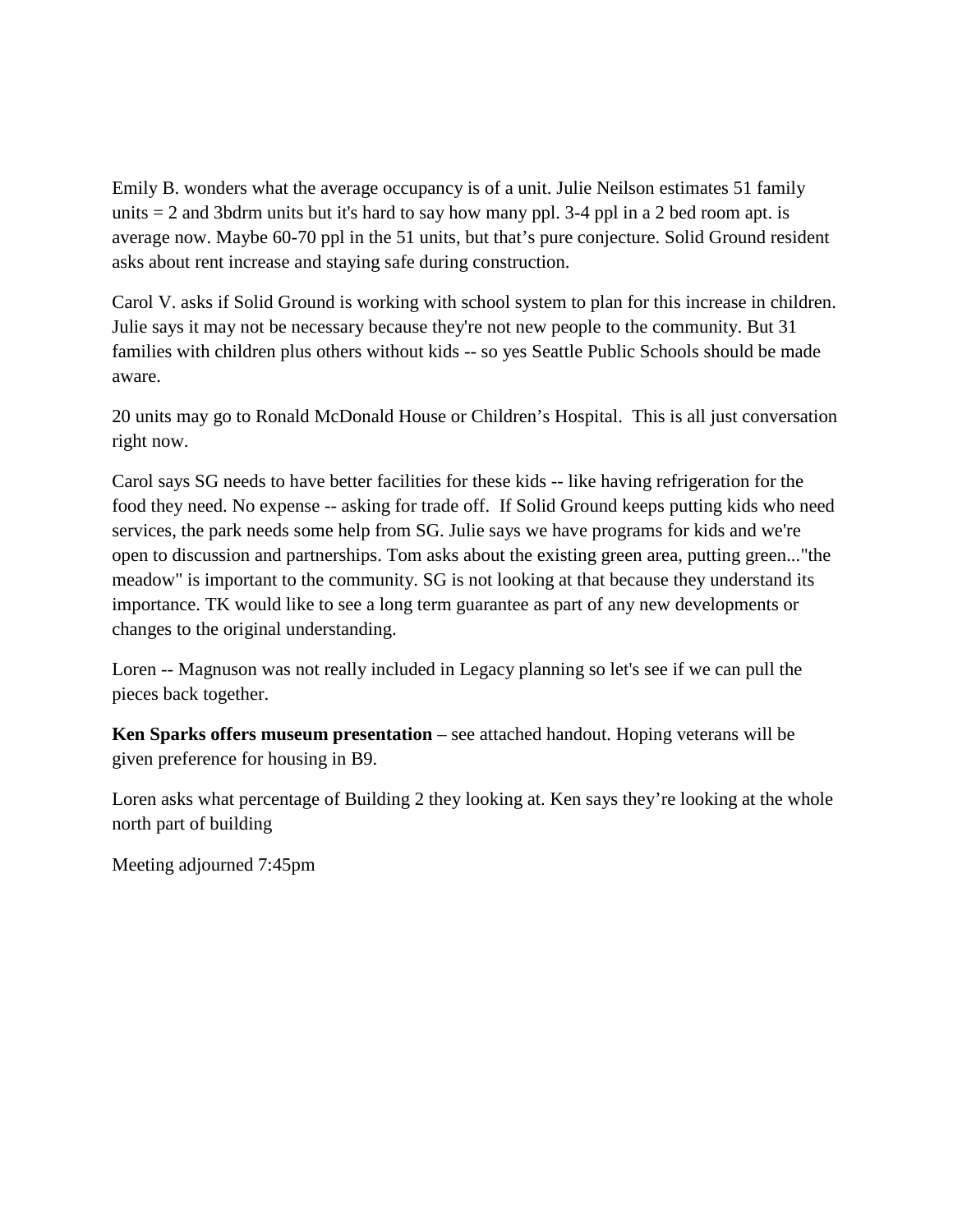Emily B. wonders what the average occupancy is of a unit. Julie Neilson estimates 51 family units = 2 and 3bdrm units but it's hard to say how many ppl. 3-4 ppl in a 2 bed room apt. is average now. Maybe 60-70 ppl in the 51 units, but that's pure conjecture. Solid Ground resident asks about rent increase and staying safe during construction.

Carol V. asks if Solid Ground is working with school system to plan for this increase in children. Julie says it may not be necessary because they're not new people to the community. But 31 families with children plus others without kids -- so yes Seattle Public Schools should be made aware.

20 units may go to Ronald McDonald House or Children's Hospital. This is all just conversation right now.

Carol says SG needs to have better facilities for these kids -- like having refrigeration for the food they need. No expense -- asking for trade off. If Solid Ground keeps putting kids who need services, the park needs some help from SG. Julie says we have programs for kids and we're open to discussion and partnerships. Tom asks about the existing green area, putting green..."the meadow" is important to the community. SG is not looking at that because they understand its importance. TK would like to see a long term guarantee as part of any new developments or changes to the original understanding.

Loren -- Magnuson was not really included in Legacy planning so let's see if we can pull the pieces back together.

**Ken Sparks offers museum presentation** – see attached handout. Hoping veterans will be given preference for housing in B9.

Loren asks what percentage of Building 2 they looking at. Ken says they're looking at the whole north part of building

Meeting adjourned 7:45pm